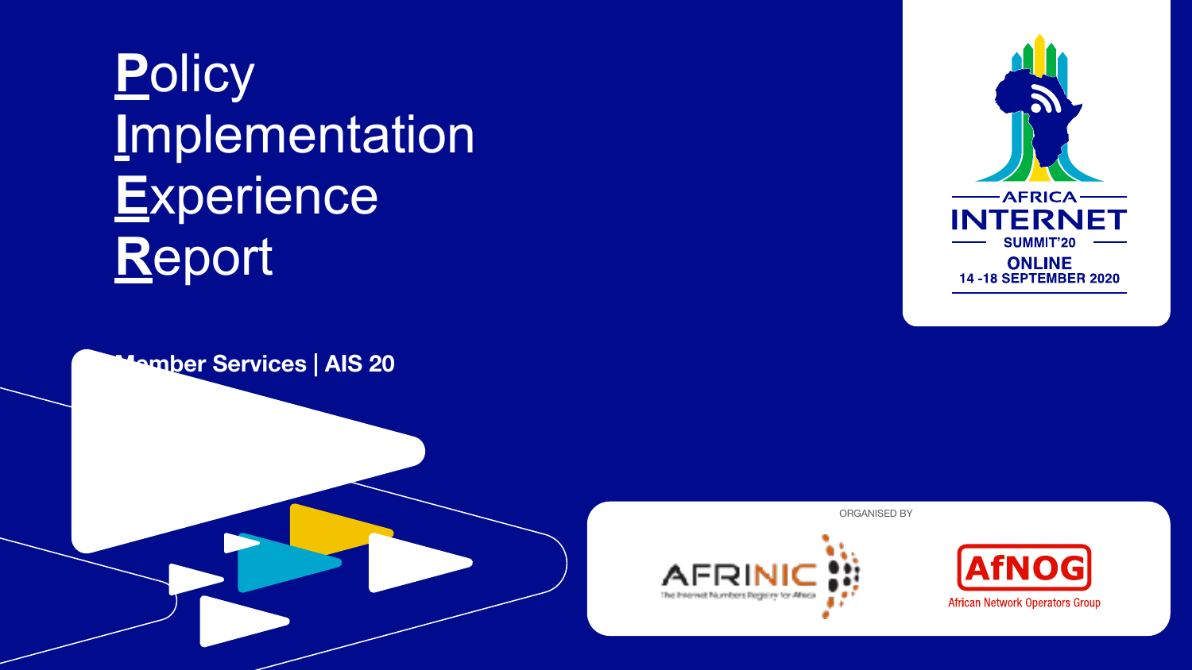# Policy Implementation Experience Report

Member Services | AIS 20

AFRICA INTERNET SUMMIT'20
ONLINE
14 -18 SEPTEMBER 2020

ORGANISED BY

AFRINIC The Internet Numbers Registry for Africa

AfNOG African Network Operators Group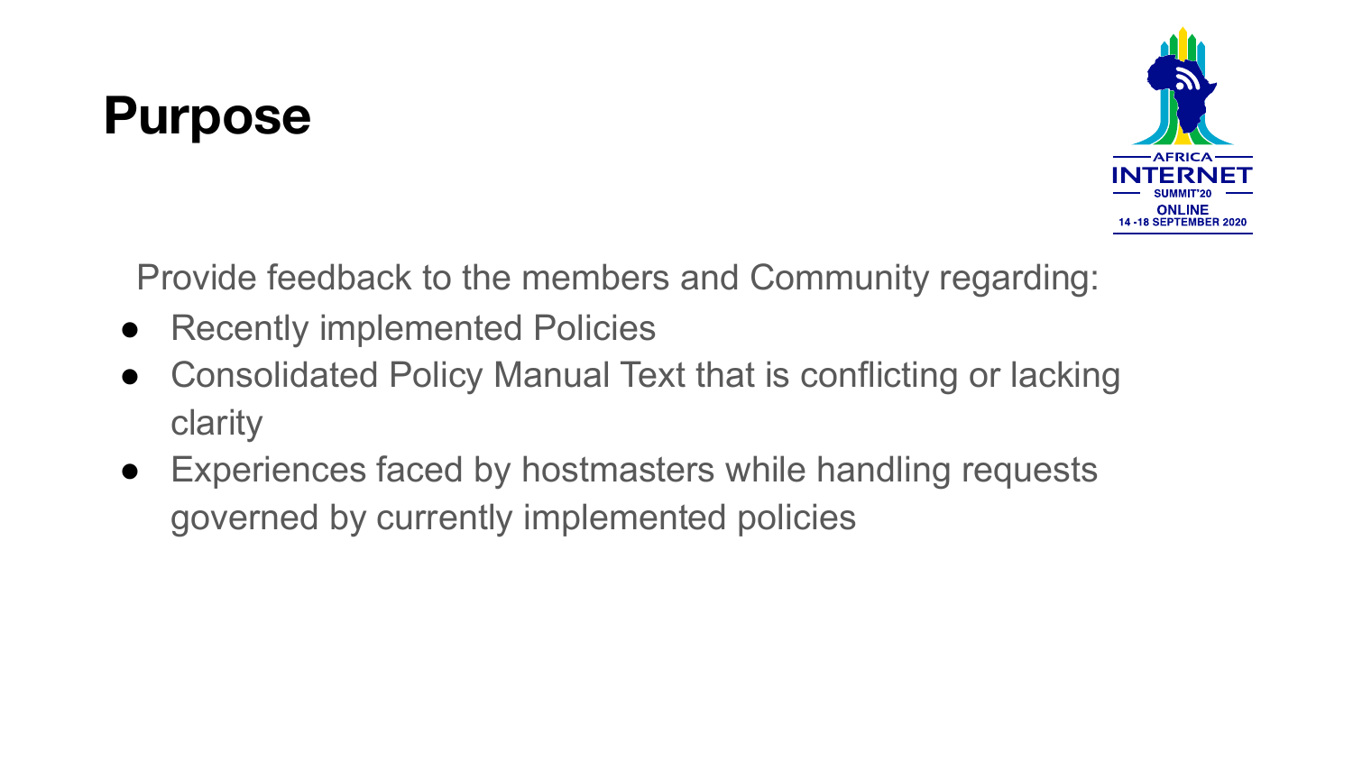# Purpose

Provide feedback to the members and Community regarding:

- Recently implemented Policies
- Consolidated Policy Manual Text that is conflicting or lacking clarity
- Experiences faced by hostmasters while handling requests governed by currently implemented policies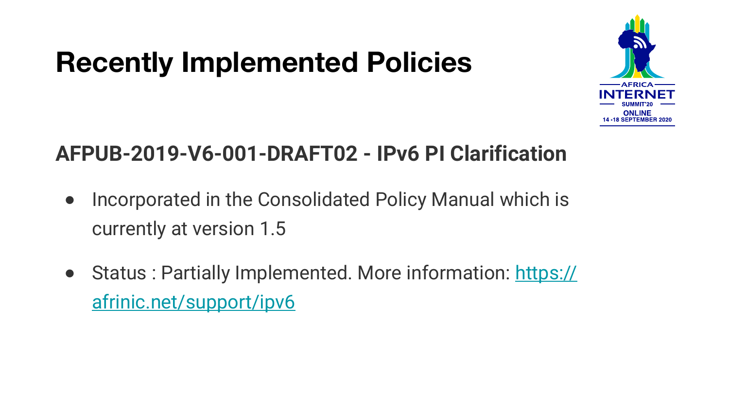# Recently Implemented Policies

## AFPUB-2019-V6-001-DRAFT02 - IPv6 PI Clarification

- Incorporated in the Consolidated Policy Manual which is currently at version 1.5
- Status : Partially Implemented. More information: [https://afrinic.net/support/ipv6](https://afrinic.net/support/ipv6)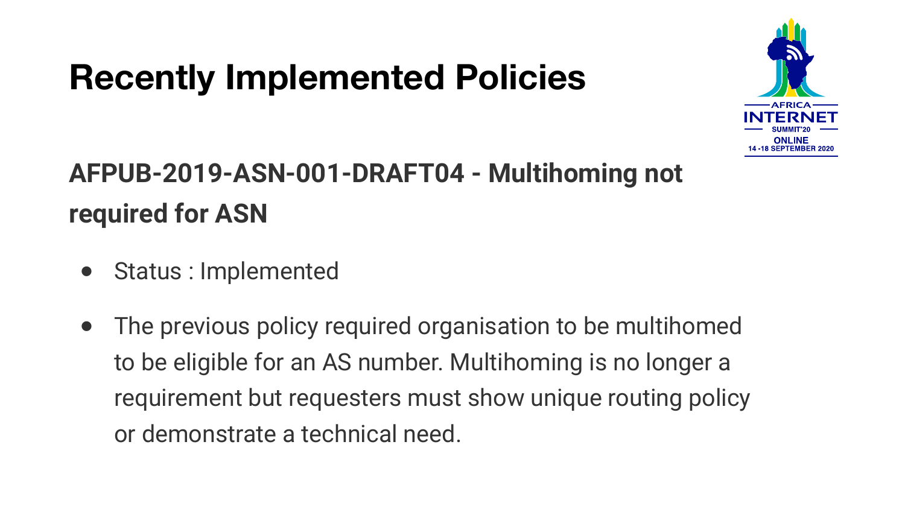# Recently Implemented Policies

## AFPUB-2019-ASN-001-DRAFT04 - Multihoming not required for ASN

- Status : Implemented
- The previous policy required organisation to be multihomed to be eligible for an AS number. Multihoming is no longer a requirement but requesters must show unique routing policy or demonstrate a technical need.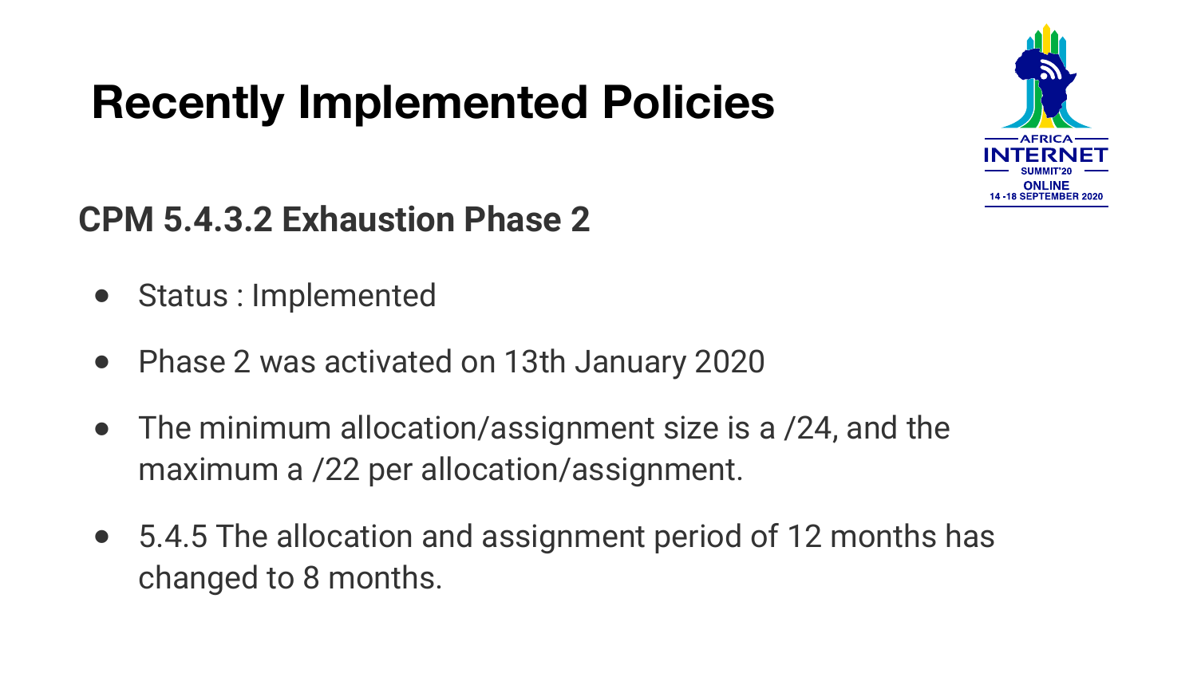# Recently Implemented Policies

## CPM 5.4.3.2 Exhaustion Phase 2

- Status : Implemented
- Phase 2 was activated on 13th January 2020
- The minimum allocation/assignment size is a /24, and the maximum a /22 per allocation/assignment.
- 5.4.5 The allocation and assignment period of 12 months has changed to 8 months.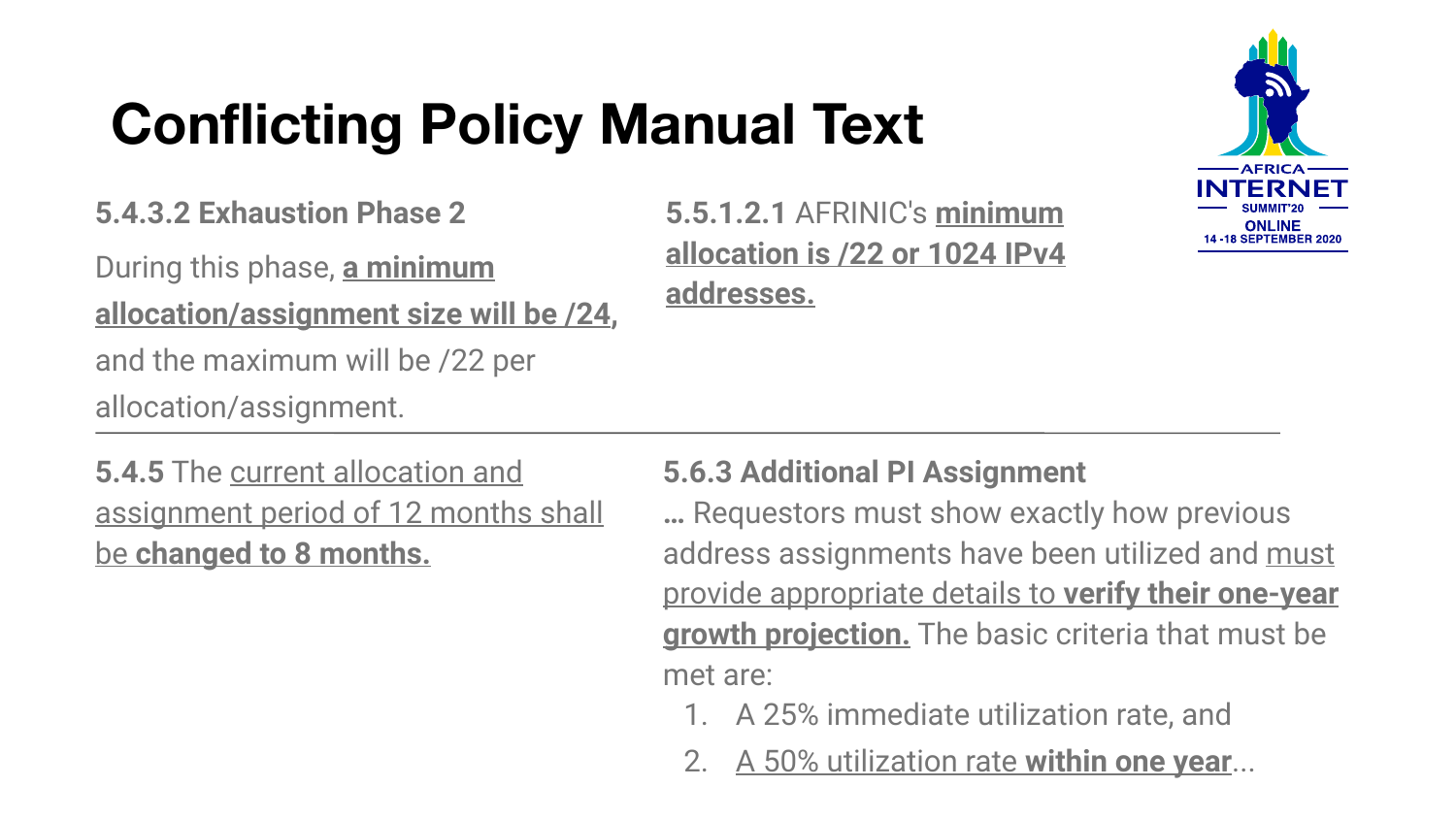# Conflicting Policy Manual Text

**5.4.3.2 Exhaustion Phase 2**

During this phase, **a minimum allocation/assignment size will be /24**, and the maximum will be /22 per allocation/assignment.

**5.5.1.2.1** AFRINIC's **minimum allocation is /22 or 1024 IPv4 addresses.**

---

**5.4.5** The current allocation and assignment period of 12 months shall be **changed to 8 months.**

**5.6.3 Additional PI Assignment**

**…** Requestors must show exactly how previous address assignments have been utilized and must provide appropriate details to **verify their one-year growth projection.** The basic criteria that must be met are:

1. A 25% immediate utilization rate, and
2. A 50% utilization rate **within one year**...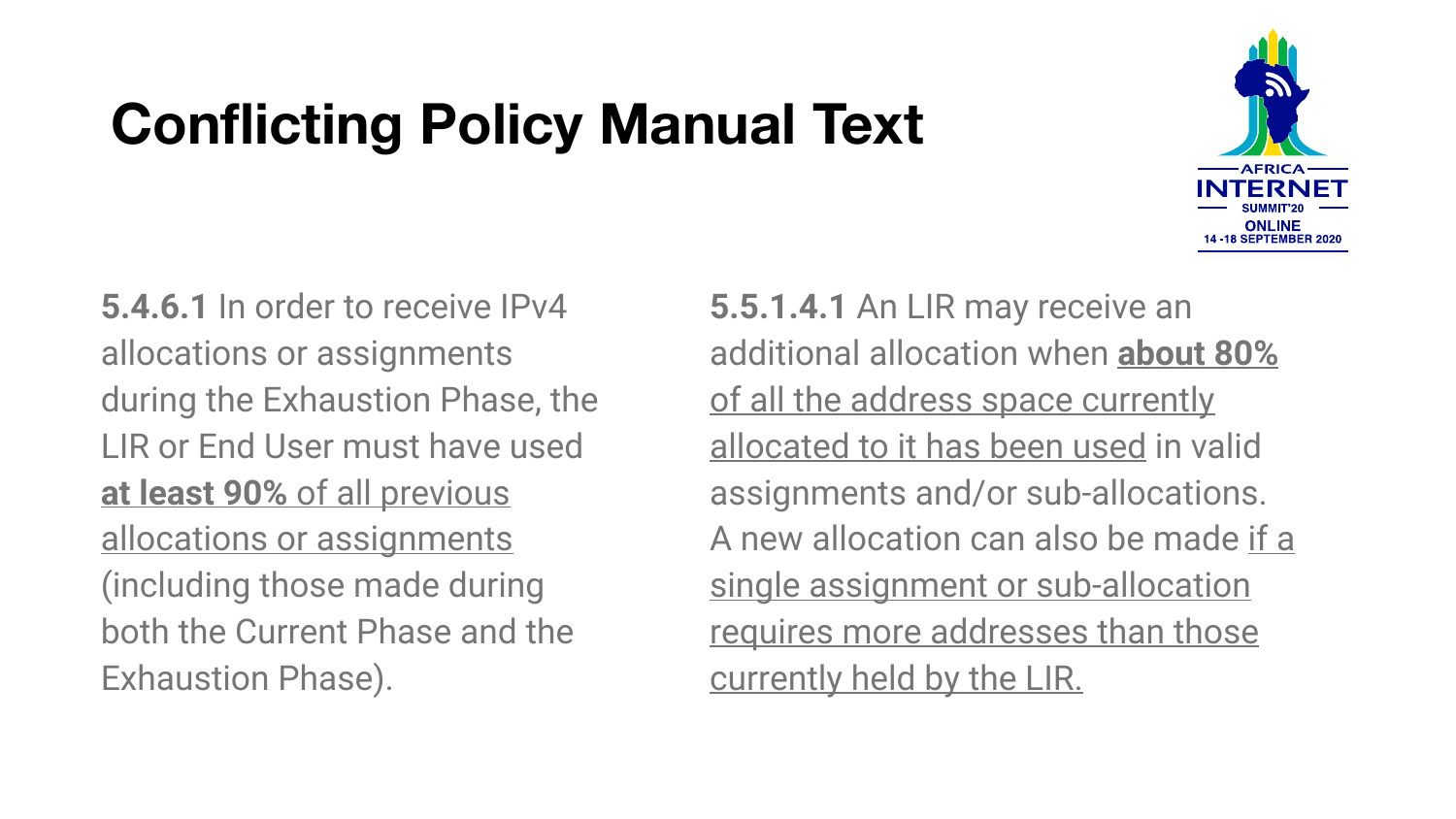# Conflicting Policy Manual Text

**5.4.6.1** In order to receive IPv4 allocations or assignments during the Exhaustion Phase, the LIR or End User must have used **at least 90%** of all previous allocations or assignments (including those made during both the Current Phase and the Exhaustion Phase).

**5.5.1.4.1** An LIR may receive an additional allocation when **about 80%** of all the address space currently allocated to it has been used in valid assignments and/or sub-allocations. A new allocation can also be made if a single assignment or sub-allocation requires more addresses than those currently held by the LIR.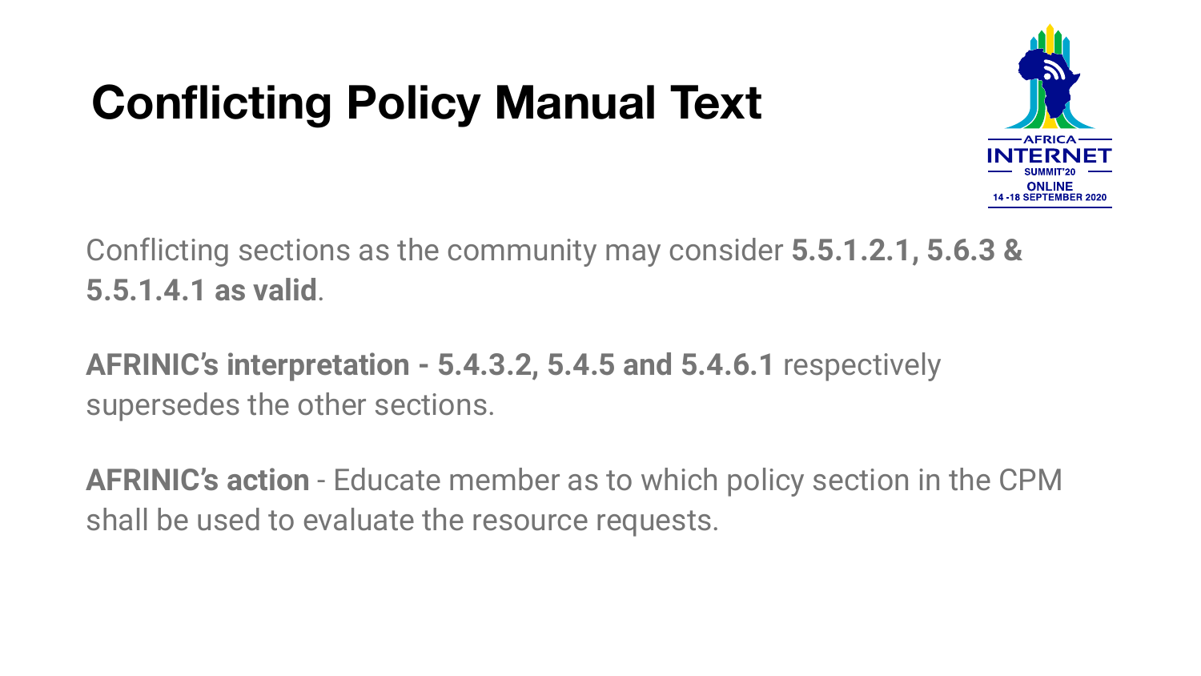# Conflicting Policy Manual Text

Conflicting sections as the community may consider **5.5.1.2.1, 5.6.3 & 5.5.1.4.1 as valid**.

**AFRINIC's interpretation - 5.4.3.2, 5.4.5 and 5.4.6.1** respectively supersedes the other sections.

**AFRINIC's action** - Educate member as to which policy section in the CPM shall be used to evaluate the resource requests.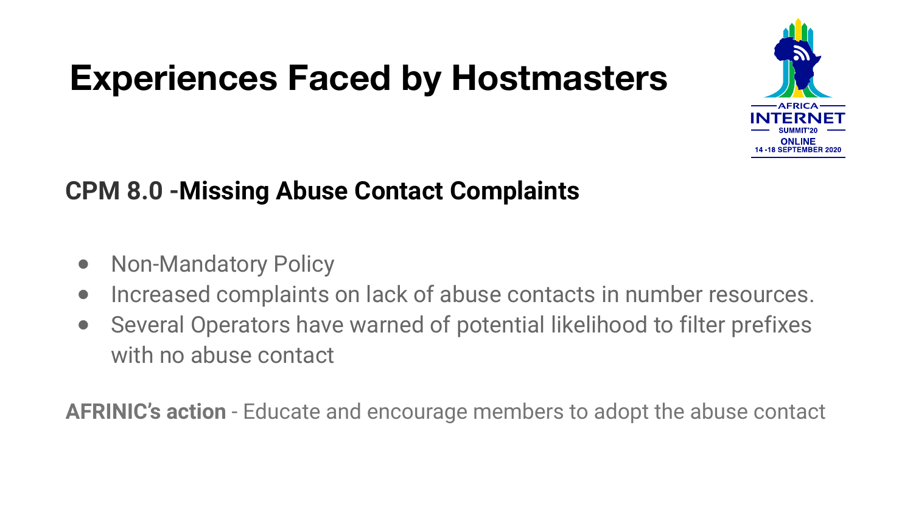# Experiences Faced by Hostmasters

## CPM 8.0 -Missing Abuse Contact Complaints

- Non-Mandatory Policy
- Increased complaints on lack of abuse contacts in number resources.
- Several Operators have warned of potential likelihood to filter prefixes with no abuse contact

**AFRINIC's action** - Educate and encourage members to adopt the abuse contact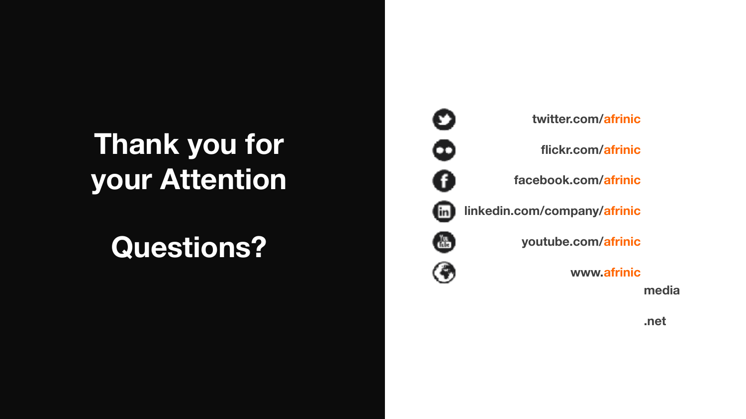# Thank you for your Attention

# Questions?

- twitter.com/afrinic
- flickr.com/afrinic
- facebook.com/afrinic
- linkedin.com/company/afrinic
- youtube.com/afrinic
- www.afrinic

media

.net